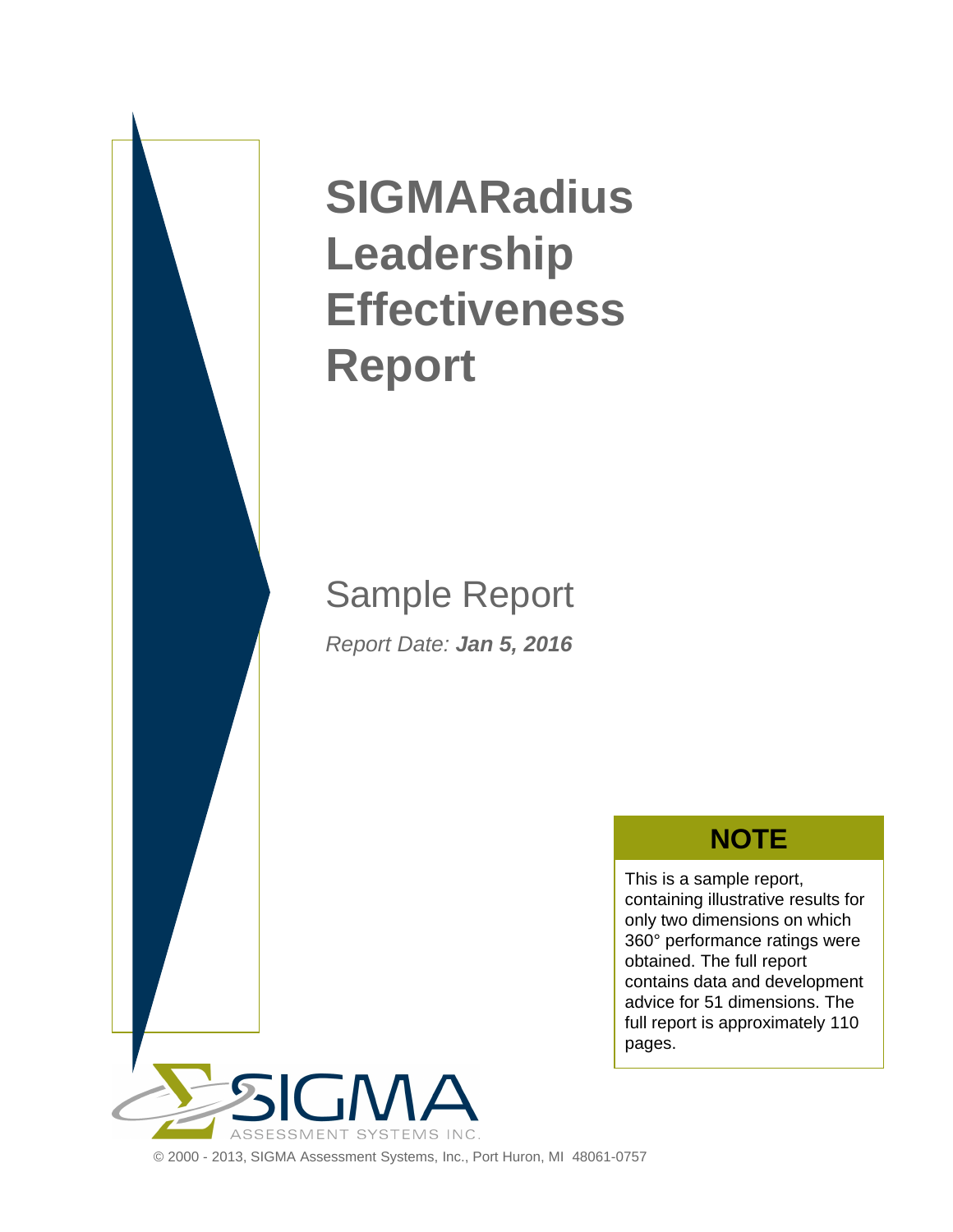# SIGMARadius Leadership Effectiveness Report

## Sample Report

*Report Date: **Jan 5, 2016***

**NOTE**

This is a sample report, containing illustrative results for only two dimensions on which 360° performance ratings were obtained. The full report contains data and development advice for 51 dimensions. The full report is approximately 110 pages.

SIGMA ASSESSMENT SYSTEMS INC.

© 2000 - 2013, SIGMA Assessment Systems, Inc., Port Huron, MI 48061-0757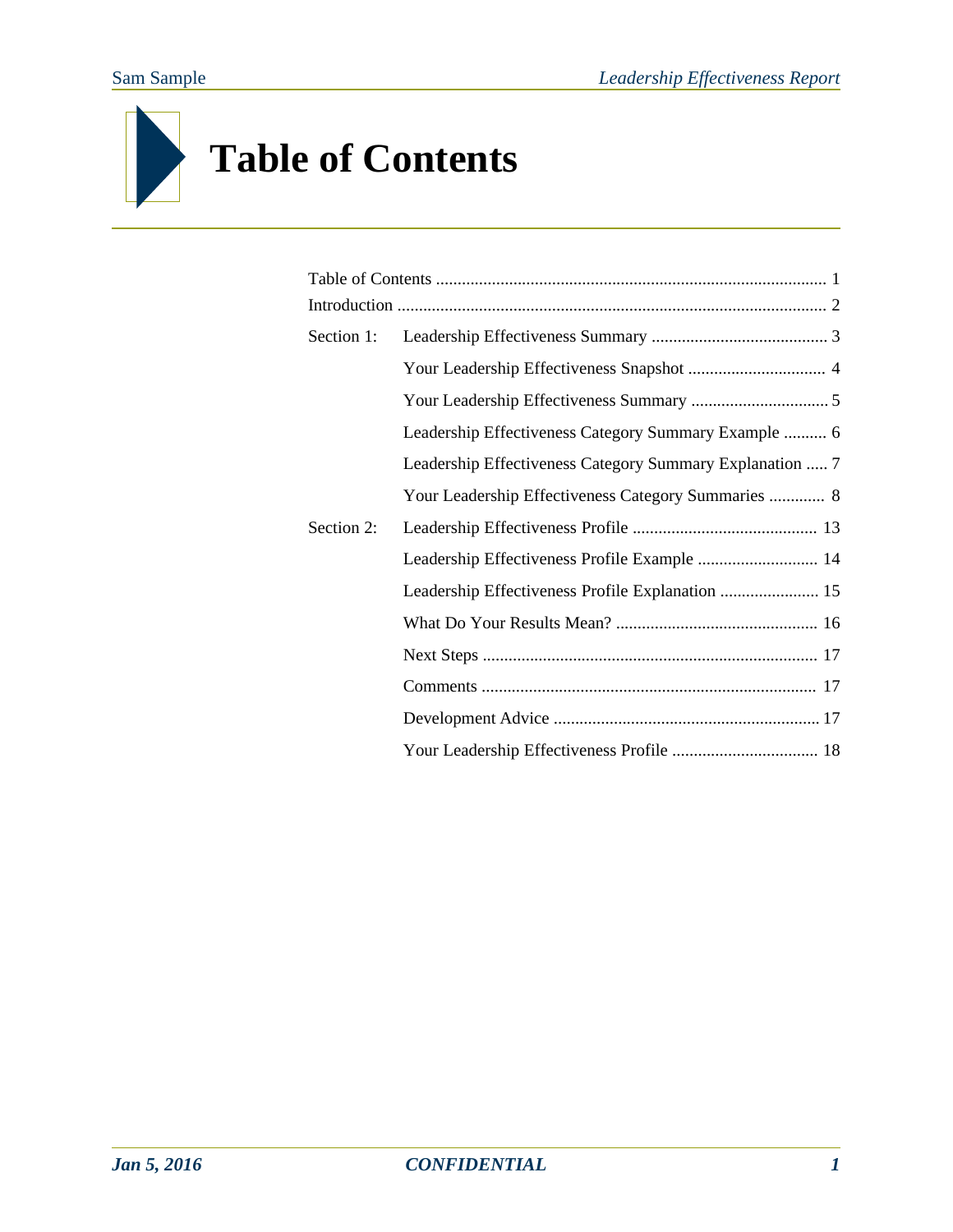# Table of Contents

Table of Contents ........................................................................................ 1

Introduction ................................................................................................. 2

Section 1: Leadership Effectiveness Summary ......................................... 3

- Your Leadership Effectiveness Snapshot ................................ 4
- Your Leadership Effectiveness Summary ................................ 5
- Leadership Effectiveness Category Summary Example .......... 6
- Leadership Effectiveness Category Summary Explanation ..... 7
- Your Leadership Effectiveness Category Summaries ............. 8

Section 2: Leadership Effectiveness Profile ........................................... 13

- Leadership Effectiveness Profile Example ............................ 14
- Leadership Effectiveness Profile Explanation ....................... 15
- What Do Your Results Mean? ............................................... 16
- Next Steps ............................................................................. 17
- Comments ............................................................................. 17
- Development Advice ............................................................. 17
- Your Leadership Effectiveness Profile .................................. 18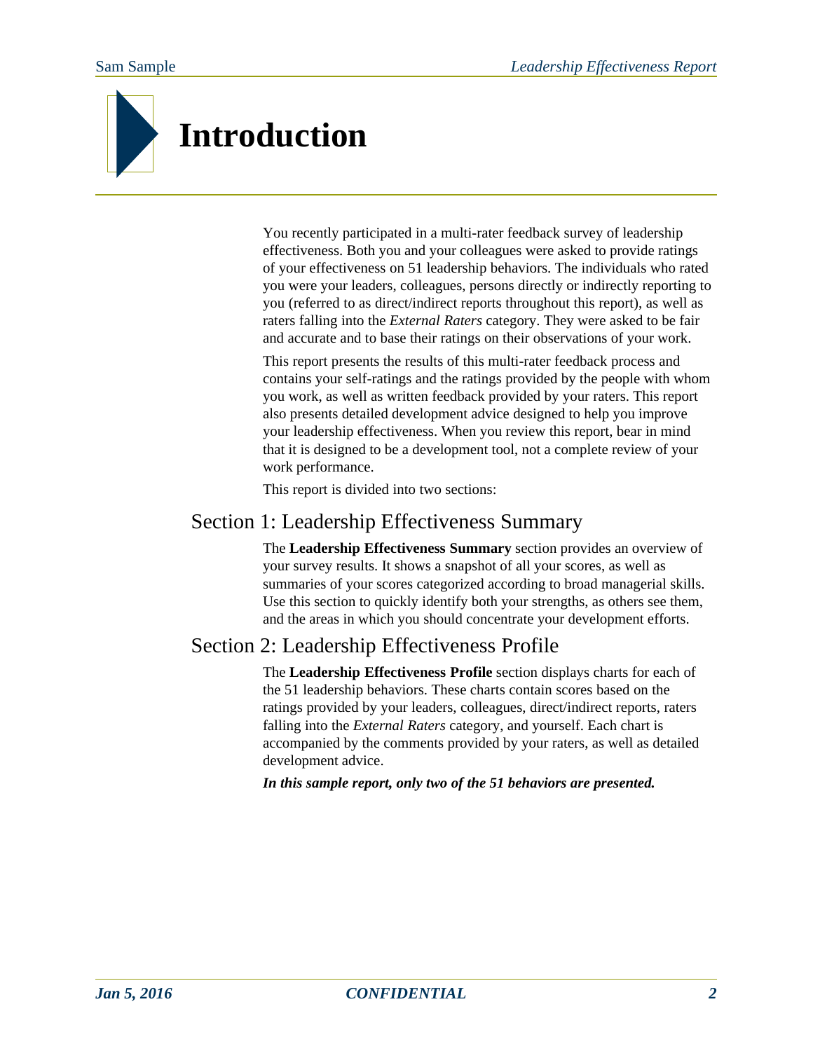# Introduction

You recently participated in a multi-rater feedback survey of leadership effectiveness. Both you and your colleagues were asked to provide ratings of your effectiveness on 51 leadership behaviors. The individuals who rated you were your leaders, colleagues, persons directly or indirectly reporting to you (referred to as direct/indirect reports throughout this report), as well as raters falling into the *External Raters* category. They were asked to be fair and accurate and to base their ratings on their observations of your work.

This report presents the results of this multi-rater feedback process and contains your self-ratings and the ratings provided by the people with whom you work, as well as written feedback provided by your raters. This report also presents detailed development advice designed to help you improve your leadership effectiveness. When you review this report, bear in mind that it is designed to be a development tool, not a complete review of your work performance.

This report is divided into two sections:

## Section 1: Leadership Effectiveness Summary

The **Leadership Effectiveness Summary** section provides an overview of your survey results. It shows a snapshot of all your scores, as well as summaries of your scores categorized according to broad managerial skills. Use this section to quickly identify both your strengths, as others see them, and the areas in which you should concentrate your development efforts.

## Section 2: Leadership Effectiveness Profile

The **Leadership Effectiveness Profile** section displays charts for each of the 51 leadership behaviors. These charts contain scores based on the ratings provided by your leaders, colleagues, direct/indirect reports, raters falling into the *External Raters* category, and yourself. Each chart is accompanied by the comments provided by your raters, as well as detailed development advice.

***In this sample report, only two of the 51 behaviors are presented.***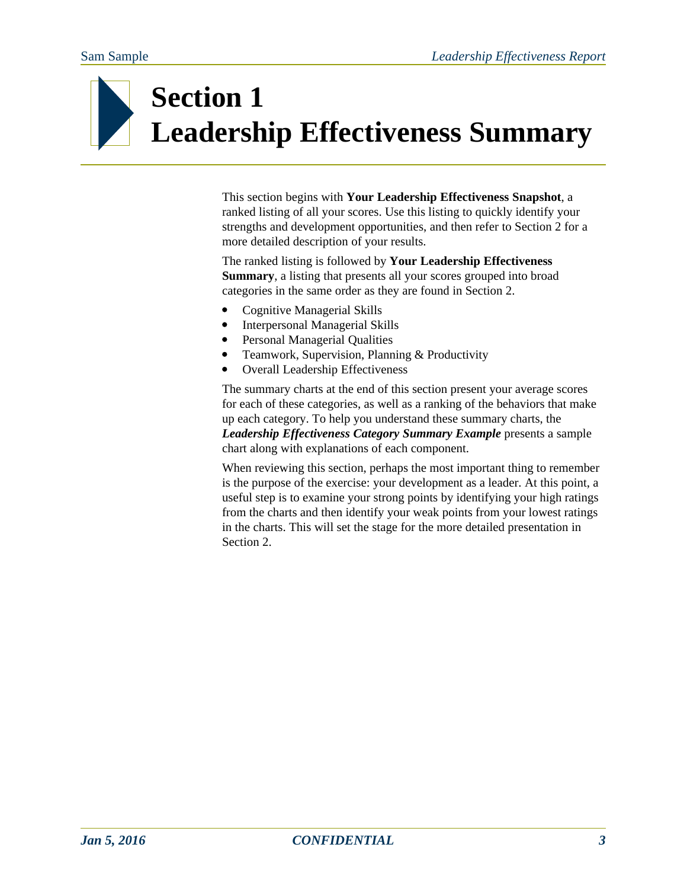# Section 1
# Leadership Effectiveness Summary

This section begins with **Your Leadership Effectiveness Snapshot**, a ranked listing of all your scores. Use this listing to quickly identify your strengths and development opportunities, and then refer to Section 2 for a more detailed description of your results.

The ranked listing is followed by **Your Leadership Effectiveness Summary**, a listing that presents all your scores grouped into broad categories in the same order as they are found in Section 2.

- Cognitive Managerial Skills
- Interpersonal Managerial Skills
- Personal Managerial Qualities
- Teamwork, Supervision, Planning & Productivity
- Overall Leadership Effectiveness

The summary charts at the end of this section present your average scores for each of these categories, as well as a ranking of the behaviors that make up each category. To help you understand these summary charts, the ***Leadership Effectiveness Category Summary Example*** presents a sample chart along with explanations of each component.

When reviewing this section, perhaps the most important thing to remember is the purpose of the exercise: your development as a leader. At this point, a useful step is to examine your strong points by identifying your high ratings from the charts and then identify your weak points from your lowest ratings in the charts. This will set the stage for the more detailed presentation in Section 2.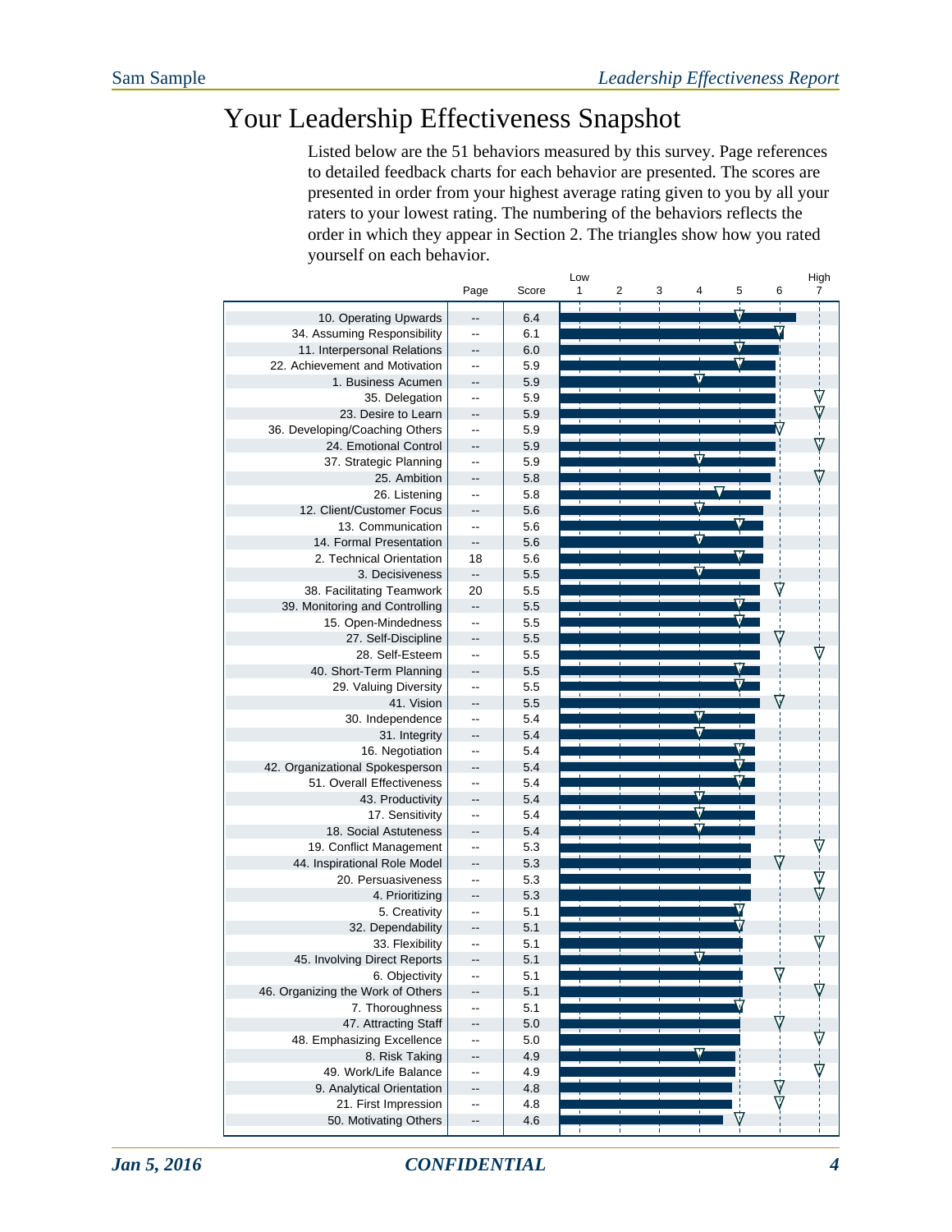# Your Leadership Effectiveness Snapshot

Listed below are the 51 behaviors measured by this survey. Page references to detailed feedback charts for each behavior are presented. The scores are presented in order from your highest average rating given to you by all your raters to your lowest rating. The numbering of the behaviors reflects the order in which they appear in Section 2. The triangles show how you rated yourself on each behavior.

Low 1 2 3 4 5 6 7 High

| | Page | Score |
|---|---|---|
| 10. Operating Upwards | -- | 6.4 |
| 34. Assuming Responsibility | -- | 6.1 |
| 11. Interpersonal Relations | -- | 6.0 |
| 22. Achievement and Motivation | -- | 5.9 |
| 1. Business Acumen | -- | 5.9 |
| 35. Delegation | -- | 5.9 |
| 23. Desire to Learn | -- | 5.9 |
| 36. Developing/Coaching Others | -- | 5.9 |
| 24. Emotional Control | -- | 5.9 |
| 37. Strategic Planning | -- | 5.9 |
| 25. Ambition | -- | 5.8 |
| 26. Listening | -- | 5.8 |
| 12. Client/Customer Focus | -- | 5.6 |
| 13. Communication | -- | 5.6 |
| 14. Formal Presentation | -- | 5.6 |
| 2. Technical Orientation | 18 | 5.6 |
| 3. Decisiveness | -- | 5.5 |
| 38. Facilitating Teamwork | 20 | 5.5 |
| 39. Monitoring and Controlling | -- | 5.5 |
| 15. Open-Mindedness | -- | 5.5 |
| 27. Self-Discipline | -- | 5.5 |
| 28. Self-Esteem | -- | 5.5 |
| 40. Short-Term Planning | -- | 5.5 |
| 29. Valuing Diversity | -- | 5.5 |
| 41. Vision | -- | 5.5 |
| 30. Independence | -- | 5.4 |
| 31. Integrity | -- | 5.4 |
| 16. Negotiation | -- | 5.4 |
| 42. Organizational Spokesperson | -- | 5.4 |
| 51. Overall Effectiveness | -- | 5.4 |
| 43. Productivity | -- | 5.4 |
| 17. Sensitivity | -- | 5.4 |
| 18. Social Astuteness | -- | 5.4 |
| 19. Conflict Management | -- | 5.3 |
| 44. Inspirational Role Model | -- | 5.3 |
| 20. Persuasiveness | -- | 5.3 |
| 4. Prioritizing | -- | 5.3 |
| 5. Creativity | -- | 5.1 |
| 32. Dependability | -- | 5.1 |
| 33. Flexibility | -- | 5.1 |
| 45. Involving Direct Reports | -- | 5.1 |
| 6. Objectivity | -- | 5.1 |
| 46. Organizing the Work of Others | -- | 5.1 |
| 7. Thoroughness | -- | 5.1 |
| 47. Attracting Staff | -- | 5.0 |
| 48. Emphasizing Excellence | -- | 5.0 |
| 8. Risk Taking | -- | 4.9 |
| 49. Work/Life Balance | -- | 4.9 |
| 9. Analytical Orientation | -- | 4.8 |
| 21. First Impression | -- | 4.8 |
| 50. Motivating Others | -- | 4.6 |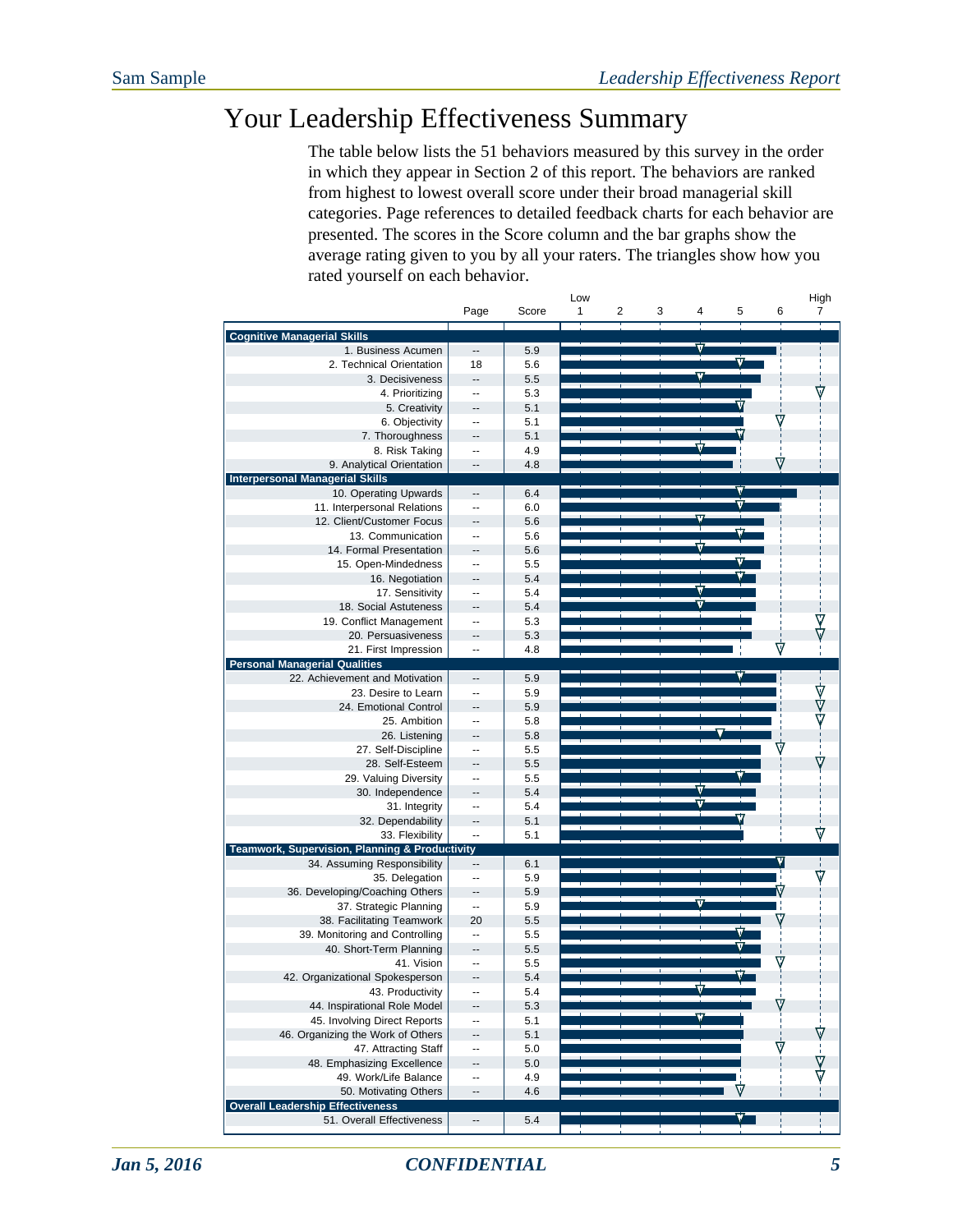# Your Leadership Effectiveness Summary

The table below lists the 51 behaviors measured by this survey in the order in which they appear in Section 2 of this report. The behaviors are ranked from highest to lowest overall score under their broad managerial skill categories. Page references to detailed feedback charts for each behavior are presented. The scores in the Score column and the bar graphs show the average rating given to you by all your raters. The triangles show how you rated yourself on each behavior.

| | Page | Score |
|---|---|---|
| **Cognitive Managerial Skills** | | |
| 1. Business Acumen | -- | 5.9 |
| 2. Technical Orientation | 18 | 5.6 |
| 3. Decisiveness | -- | 5.5 |
| 4. Prioritizing | -- | 5.3 |
| 5. Creativity | -- | 5.1 |
| 6. Objectivity | -- | 5.1 |
| 7. Thoroughness | -- | 5.1 |
| 8. Risk Taking | -- | 4.9 |
| 9. Analytical Orientation | -- | 4.8 |
| **Interpersonal Managerial Skills** | | |
| 10. Operating Upwards | -- | 6.4 |
| 11. Interpersonal Relations | -- | 6.0 |
| 12. Client/Customer Focus | -- | 5.6 |
| 13. Communication | -- | 5.6 |
| 14. Formal Presentation | -- | 5.6 |
| 15. Open-Mindedness | -- | 5.5 |
| 16. Negotiation | -- | 5.4 |
| 17. Sensitivity | -- | 5.4 |
| 18. Social Astuteness | -- | 5.4 |
| 19. Conflict Management | -- | 5.3 |
| 20. Persuasiveness | -- | 5.3 |
| 21. First Impression | -- | 4.8 |
| **Personal Managerial Qualities** | | |
| 22. Achievement and Motivation | -- | 5.9 |
| 23. Desire to Learn | -- | 5.9 |
| 24. Emotional Control | -- | 5.9 |
| 25. Ambition | -- | 5.8 |
| 26. Listening | -- | 5.8 |
| 27. Self-Discipline | -- | 5.5 |
| 28. Self-Esteem | -- | 5.5 |
| 29. Valuing Diversity | -- | 5.5 |
| 30. Independence | -- | 5.4 |
| 31. Integrity | -- | 5.4 |
| 32. Dependability | -- | 5.1 |
| 33. Flexibility | -- | 5.1 |
| **Teamwork, Supervision, Planning & Productivity** | | |
| 34. Assuming Responsibility | -- | 6.1 |
| 35. Delegation | -- | 5.9 |
| 36. Developing/Coaching Others | -- | 5.9 |
| 37. Strategic Planning | -- | 5.9 |
| 38. Facilitating Teamwork | 20 | 5.5 |
| 39. Monitoring and Controlling | -- | 5.5 |
| 40. Short-Term Planning | -- | 5.5 |
| 41. Vision | -- | 5.5 |
| 42. Organizational Spokesperson | -- | 5.4 |
| 43. Productivity | -- | 5.4 |
| 44. Inspirational Role Model | -- | 5.3 |
| 45. Involving Direct Reports | -- | 5.1 |
| 46. Organizing the Work of Others | -- | 5.1 |
| 47. Attracting Staff | -- | 5.0 |
| 48. Emphasizing Excellence | -- | 5.0 |
| 49. Work/Life Balance | -- | 4.9 |
| 50. Motivating Others | -- | 4.6 |
| **Overall Leadership Effectiveness** | | |
| 51. Overall Effectiveness | -- | 5.4 |

Low 1 2 3 4 5 6 High 7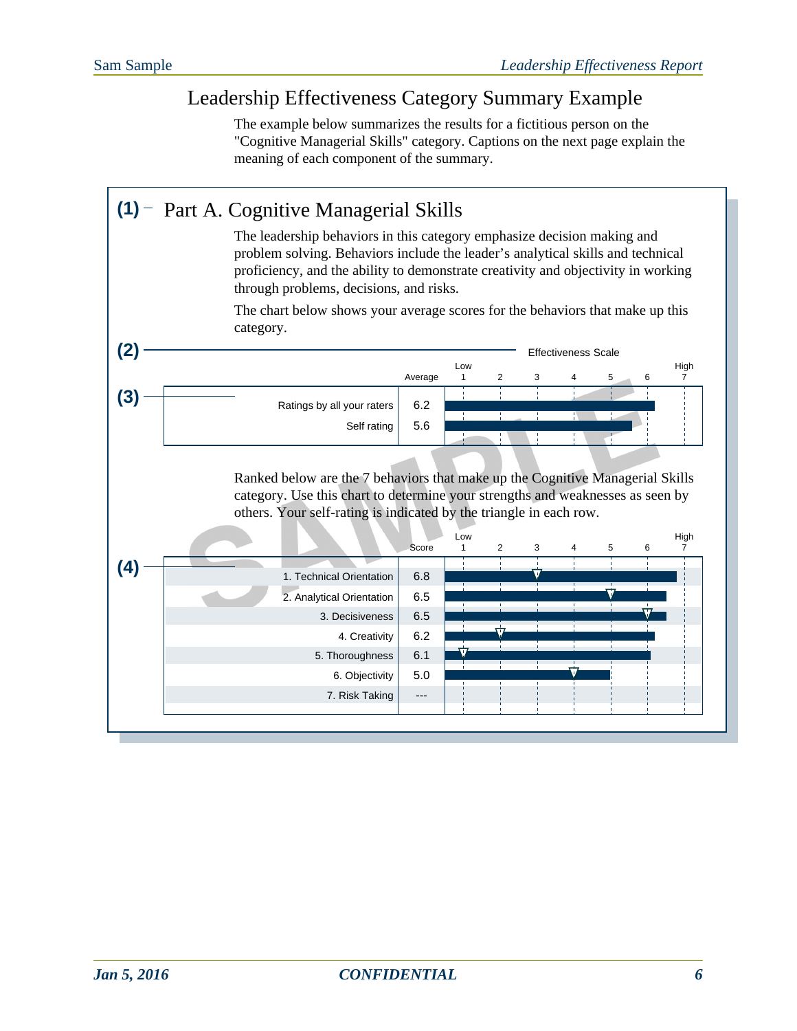# Leadership Effectiveness Category Summary Example

The example below summarizes the results for a fictitious person on the "Cognitive Managerial Skills" category. Captions on the next page explain the meaning of each component of the summary.

(1) Part A. Cognitive Managerial Skills

The leadership behaviors in this category emphasize decision making and problem solving. Behaviors include the leader's analytical skills and technical proficiency, and the ability to demonstrate creativity and objectivity in working through problems, decisions, and risks.

The chart below shows your average scores for the behaviors that make up this category.

(2) Effectiveness Scale

Low High

Average 1 2 3 4 5 6 7

(3)

Ratings by all your raters 6.2

Self rating 5.6

Ranked below are the 7 behaviors that make up the Cognitive Managerial Skills category. Use this chart to determine your strengths and weaknesses as seen by others. Your self-rating is indicated by the triangle in each row.

Low High

Score 1 2 3 4 5 6 7

(4)

1. Technical Orientation 6.8

2. Analytical Orientation 6.5

3. Decisiveness 6.5

4. Creativity 6.2

5. Thoroughness 6.1

6. Objectivity 5.0

7. Risk Taking ---

SAMPLE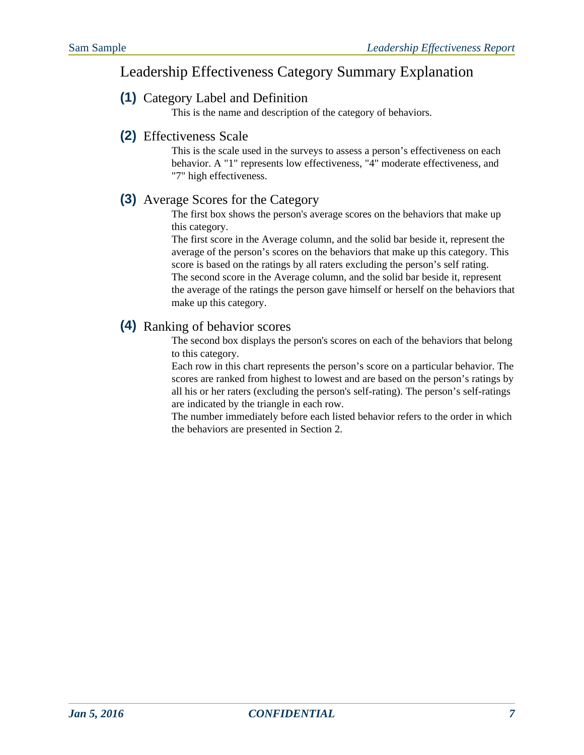# Leadership Effectiveness Category Summary Explanation

## (1) Category Label and Definition

This is the name and description of the category of behaviors.

## (2) Effectiveness Scale

This is the scale used in the surveys to assess a person's effectiveness on each behavior. A "1" represents low effectiveness, "4" moderate effectiveness, and "7" high effectiveness.

## (3) Average Scores for the Category

The first box shows the person's average scores on the behaviors that make up this category.

The first score in the Average column, and the solid bar beside it, represent the average of the person's scores on the behaviors that make up this category. This score is based on the ratings by all raters excluding the person's self rating.

The second score in the Average column, and the solid bar beside it, represent the average of the ratings the person gave himself or herself on the behaviors that make up this category.

## (4) Ranking of behavior scores

The second box displays the person's scores on each of the behaviors that belong to this category.

Each row in this chart represents the person's score on a particular behavior. The scores are ranked from highest to lowest and are based on the person's ratings by all his or her raters (excluding the person's self-rating). The person's self-ratings are indicated by the triangle in each row.

The number immediately before each listed behavior refers to the order in which the behaviors are presented in Section 2.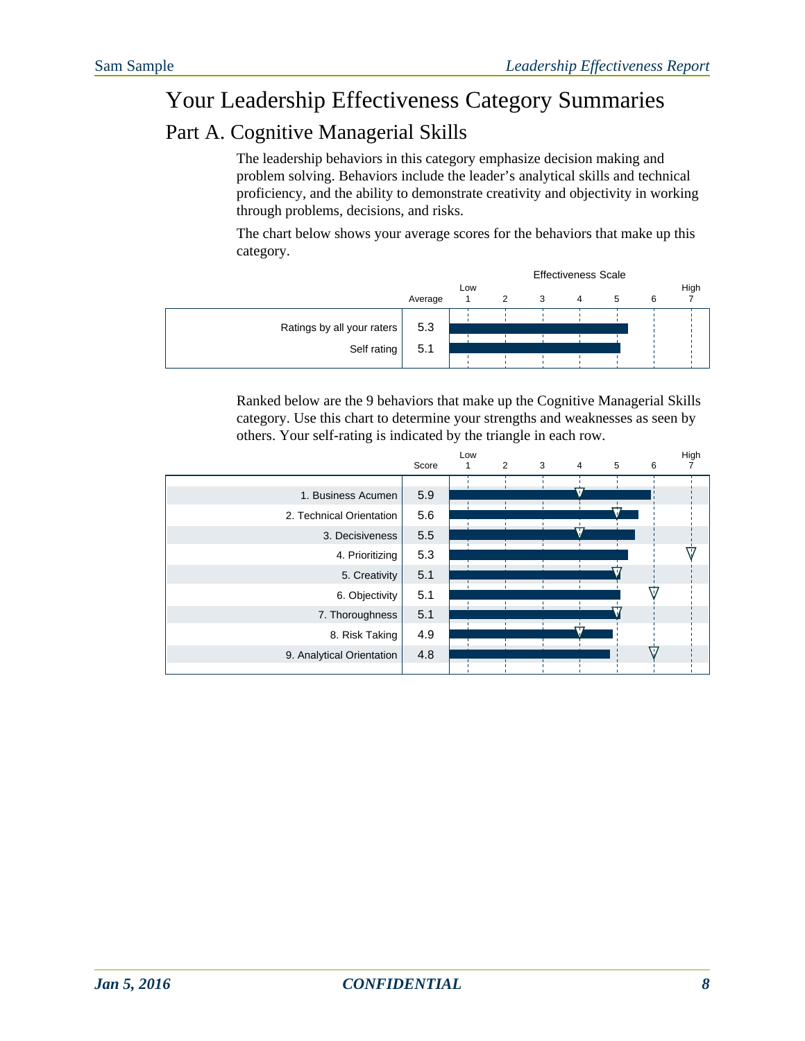# Your Leadership Effectiveness Category Summaries

## Part A. Cognitive Managerial Skills

The leadership behaviors in this category emphasize decision making and problem solving. Behaviors include the leader's analytical skills and technical proficiency, and the ability to demonstrate creativity and objectivity in working through problems, decisions, and risks.

The chart below shows your average scores for the behaviors that make up this category.

Effectiveness Scale

Average

Low 1 2 3 4 5 6 High 7

Ratings by all your raters 5.3

Self rating 5.1

Ranked below are the 9 behaviors that make up the Cognitive Managerial Skills category. Use this chart to determine your strengths and weaknesses as seen by others. Your self-rating is indicated by the triangle in each row.

Score

Low 1 2 3 4 5 6 High 7

1. Business Acumen 5.9

2. Technical Orientation 5.6

3. Decisiveness 5.5

4. Prioritizing 5.3

5. Creativity 5.1

6. Objectivity 5.1

7. Thoroughness 5.1

8. Risk Taking 4.9

9. Analytical Orientation 4.8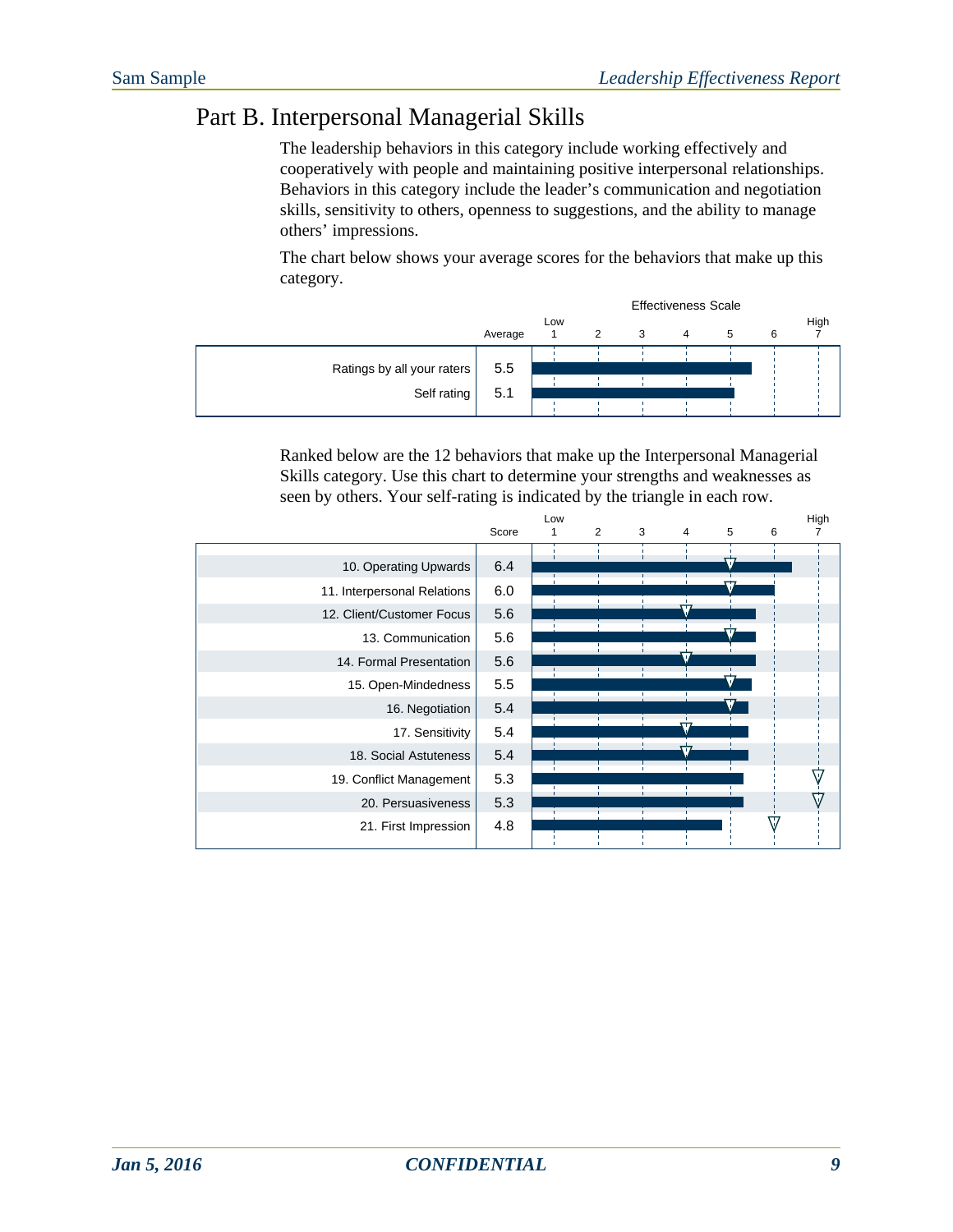# Part B. Interpersonal Managerial Skills

The leadership behaviors in this category include working effectively and cooperatively with people and maintaining positive interpersonal relationships. Behaviors in this category include the leader's communication and negotiation skills, sensitivity to others, openness to suggestions, and the ability to manage others' impressions.

The chart below shows your average scores for the behaviors that make up this category.

Effectiveness Scale

Average

Low 1, 2, 3, 4, 5, 6, High 7

Ratings by all your raters 5.5

Self rating 5.1

Ranked below are the 12 behaviors that make up the Interpersonal Managerial Skills category. Use this chart to determine your strengths and weaknesses as seen by others. Your self-rating is indicated by the triangle in each row.

Score

Low 1, 2, 3, 4, 5, 6, High 7

10. Operating Upwards 6.4

11. Interpersonal Relations 6.0

12. Client/Customer Focus 5.6

13. Communication 5.6

14. Formal Presentation 5.6

15. Open-Mindedness 5.5

16. Negotiation 5.4

17. Sensitivity 5.4

18. Social Astuteness 5.4

19. Conflict Management 5.3

20. Persuasiveness 5.3

21. First Impression 4.8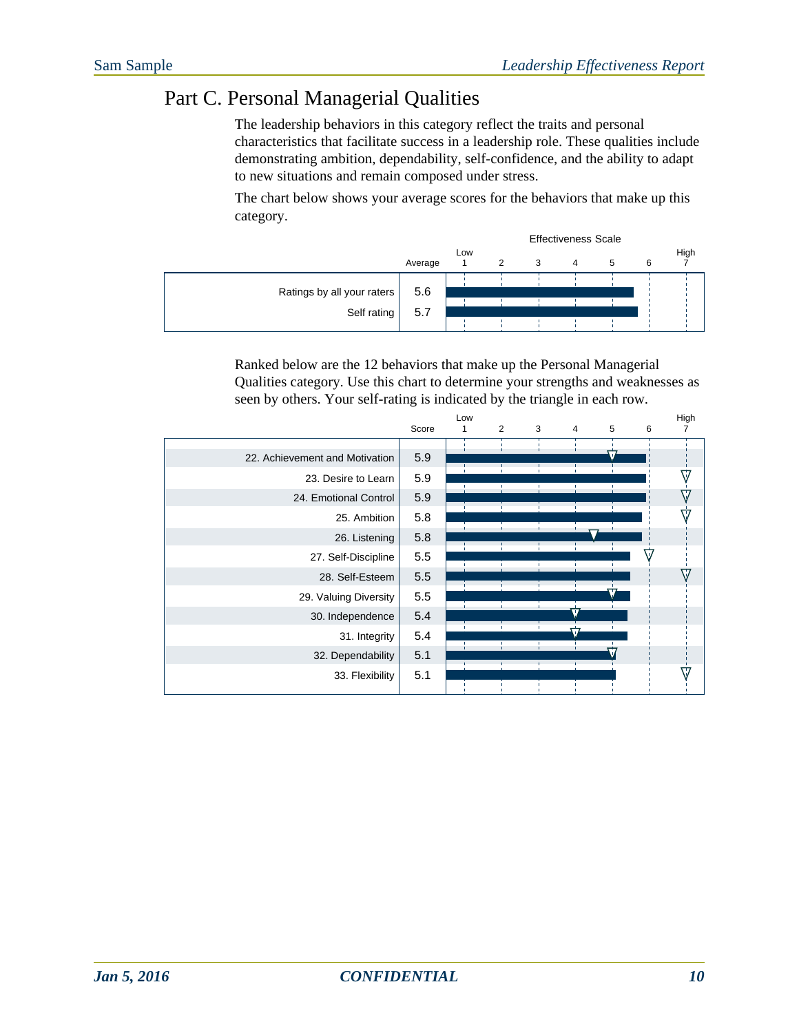# Part C. Personal Managerial Qualities

The leadership behaviors in this category reflect the traits and personal characteristics that facilitate success in a leadership role. These qualities include demonstrating ambition, dependability, self-confidence, and the ability to adapt to new situations and remain composed under stress.

The chart below shows your average scores for the behaviors that make up this category.

Effectiveness Scale

Average

Low 1

2

3

4

5

6

High 7

Ratings by all your raters 5.6

Self rating 5.7

Ranked below are the 12 behaviors that make up the Personal Managerial Qualities category. Use this chart to determine your strengths and weaknesses as seen by others. Your self-rating is indicated by the triangle in each row.

Score

Low 1

2

3

4

5

6

High 7

22. Achievement and Motivation 5.9

23. Desire to Learn 5.9

24. Emotional Control 5.9

25. Ambition 5.8

26. Listening 5.8

27. Self-Discipline 5.5

28. Self-Esteem 5.5

29. Valuing Diversity 5.5

30. Independence 5.4

31. Integrity 5.4

32. Dependability 5.1

33. Flexibility 5.1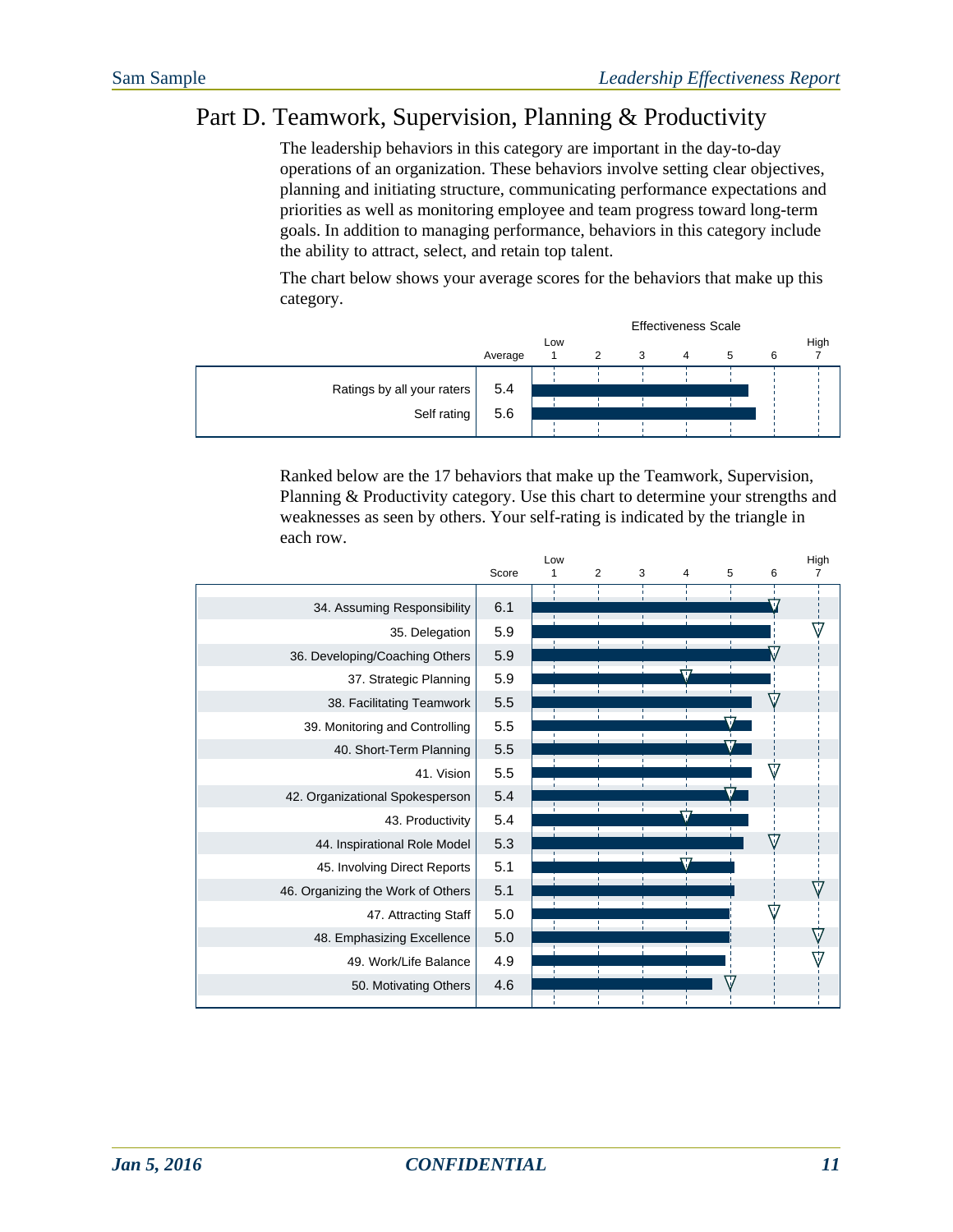# Part D. Teamwork, Supervision, Planning & Productivity

The leadership behaviors in this category are important in the day-to-day operations of an organization. These behaviors involve setting clear objectives, planning and initiating structure, communicating performance expectations and priorities as well as monitoring employee and team progress toward long-term goals. In addition to managing performance, behaviors in this category include the ability to attract, select, and retain top talent.

The chart below shows your average scores for the behaviors that make up this category.

Effectiveness Scale

Average

Low 1, 2, 3, 4, 5, 6, High 7

Ratings by all your raters 5.4

Self rating 5.6

Ranked below are the 17 behaviors that make up the Teamwork, Supervision, Planning & Productivity category. Use this chart to determine your strengths and weaknesses as seen by others. Your self-rating is indicated by the triangle in each row.

Score

Low 1, 2, 3, 4, 5, 6, High 7

34. Assuming Responsibility 6.1

35. Delegation 5.9

36. Developing/Coaching Others 5.9

37. Strategic Planning 5.9

38. Facilitating Teamwork 5.5

39. Monitoring and Controlling 5.5

40. Short-Term Planning 5.5

41. Vision 5.5

42. Organizational Spokesperson 5.4

43. Productivity 5.4

44. Inspirational Role Model 5.3

45. Involving Direct Reports 5.1

46. Organizing the Work of Others 5.1

47. Attracting Staff 5.0

48. Emphasizing Excellence 5.0

49. Work/Life Balance 4.9

50. Motivating Others 4.6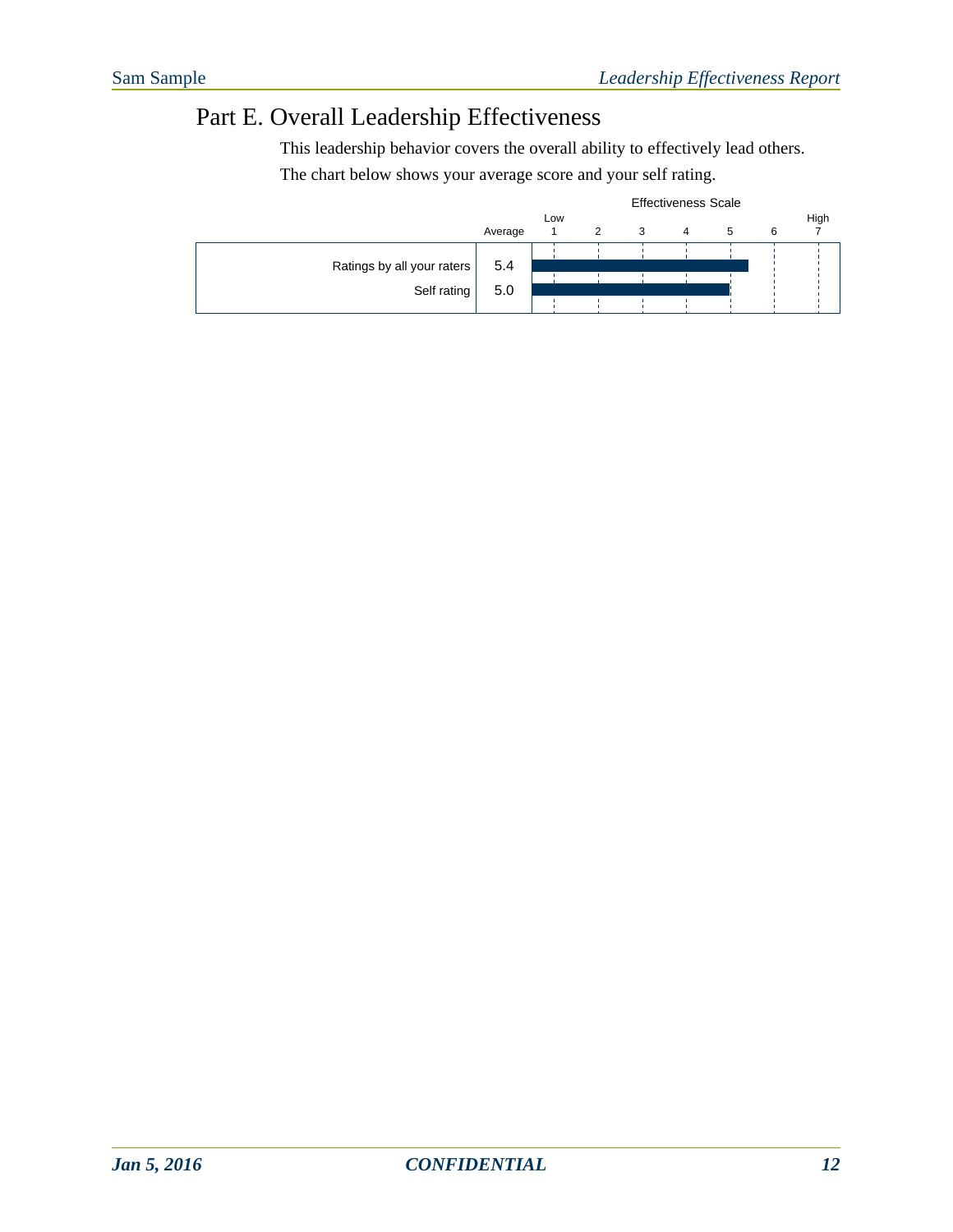# Part E. Overall Leadership Effectiveness

This leadership behavior covers the overall ability to effectively lead others.

The chart below shows your average score and your self rating.

Effectiveness Scale

Average

Low 1

2

3

4

5

6

High 7

Ratings by all your raters 5.4

Self rating 5.0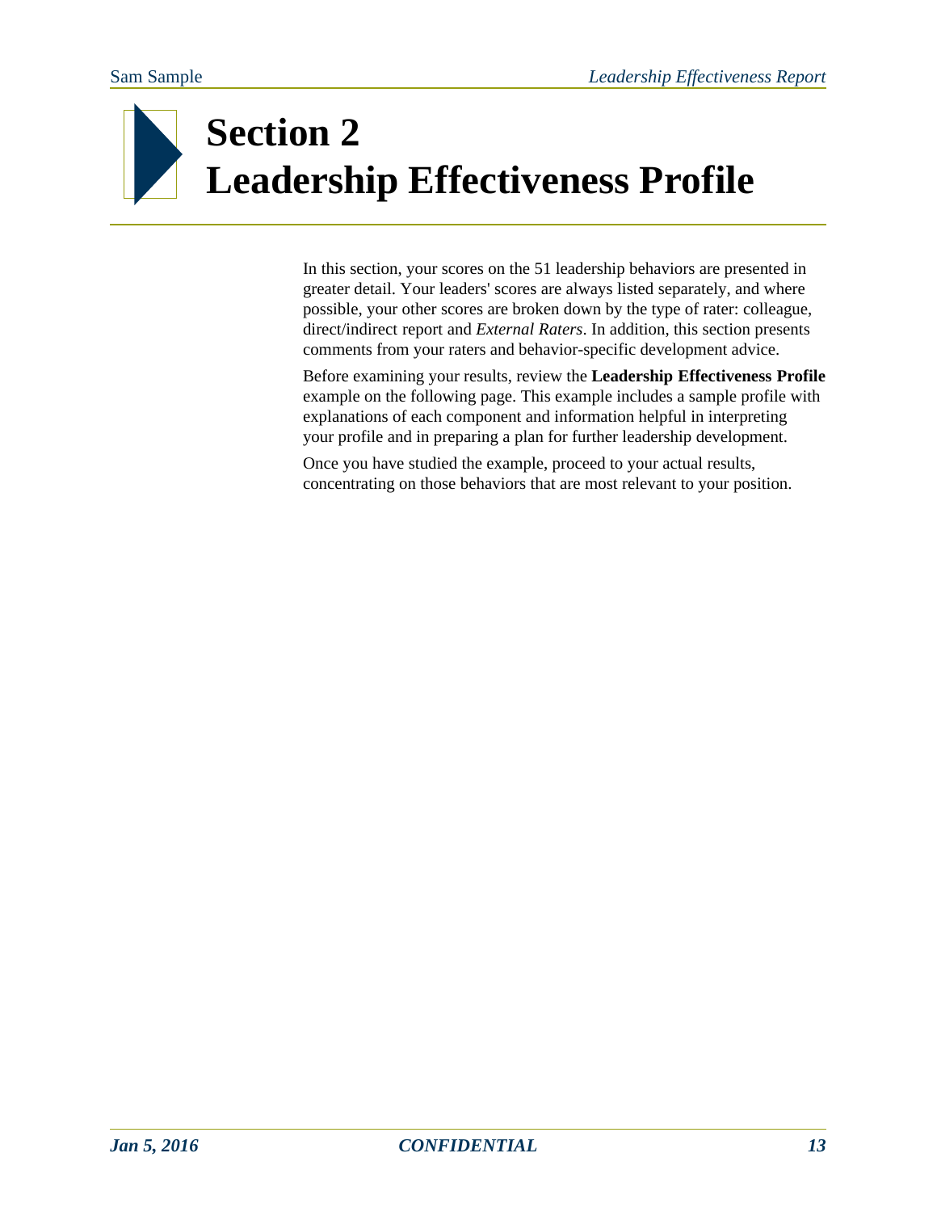# Section 2
# Leadership Effectiveness Profile

In this section, your scores on the 51 leadership behaviors are presented in greater detail. Your leaders' scores are always listed separately, and where possible, your other scores are broken down by the type of rater: colleague, direct/indirect report and *External Raters*. In addition, this section presents comments from your raters and behavior-specific development advice.

Before examining your results, review the **Leadership Effectiveness Profile** example on the following page. This example includes a sample profile with explanations of each component and information helpful in interpreting your profile and in preparing a plan for further leadership development.

Once you have studied the example, proceed to your actual results, concentrating on those behaviors that are most relevant to your position.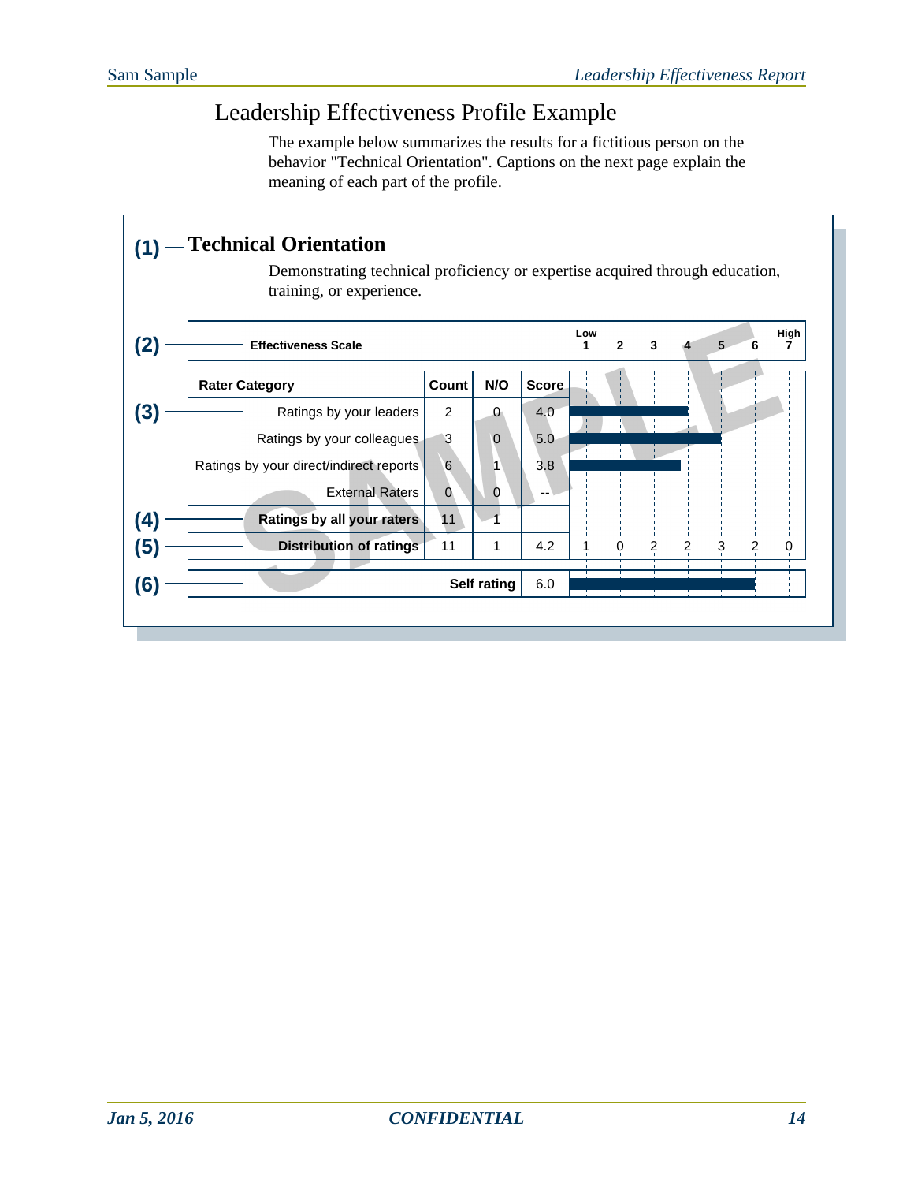# Leadership Effectiveness Profile Example

The example below summarizes the results for a fictitious person on the behavior "Technical Orientation". Captions on the next page explain the meaning of each part of the profile.

(1) — **Technical Orientation**

Demonstrating technical proficiency or expertise acquired through education, training, or experience.

(2) — **Effectiveness Scale** — Low 1, 2, 3, 4, 5, 6, High 7

| | Rater Category | Count | N/O | Score |
|---|---|---|---|---|
| (3) | Ratings by your leaders | 2 | 0 | 4.0 |
| | Ratings by your colleagues | 3 | 0 | 5.0 |
| | Ratings by your direct/indirect reports | 6 | 1 | 3.8 |
| | External Raters | 0 | 0 | -- |
| (4) | **Ratings by all your raters** | 11 | 1 | |
| (5) | **Distribution of ratings** | 11 | 1 | 4.2 |
| (6) | **Self rating** | | | 6.0 |

Distribution of ratings: 1 0 2 2 3 2 0

SAMPLE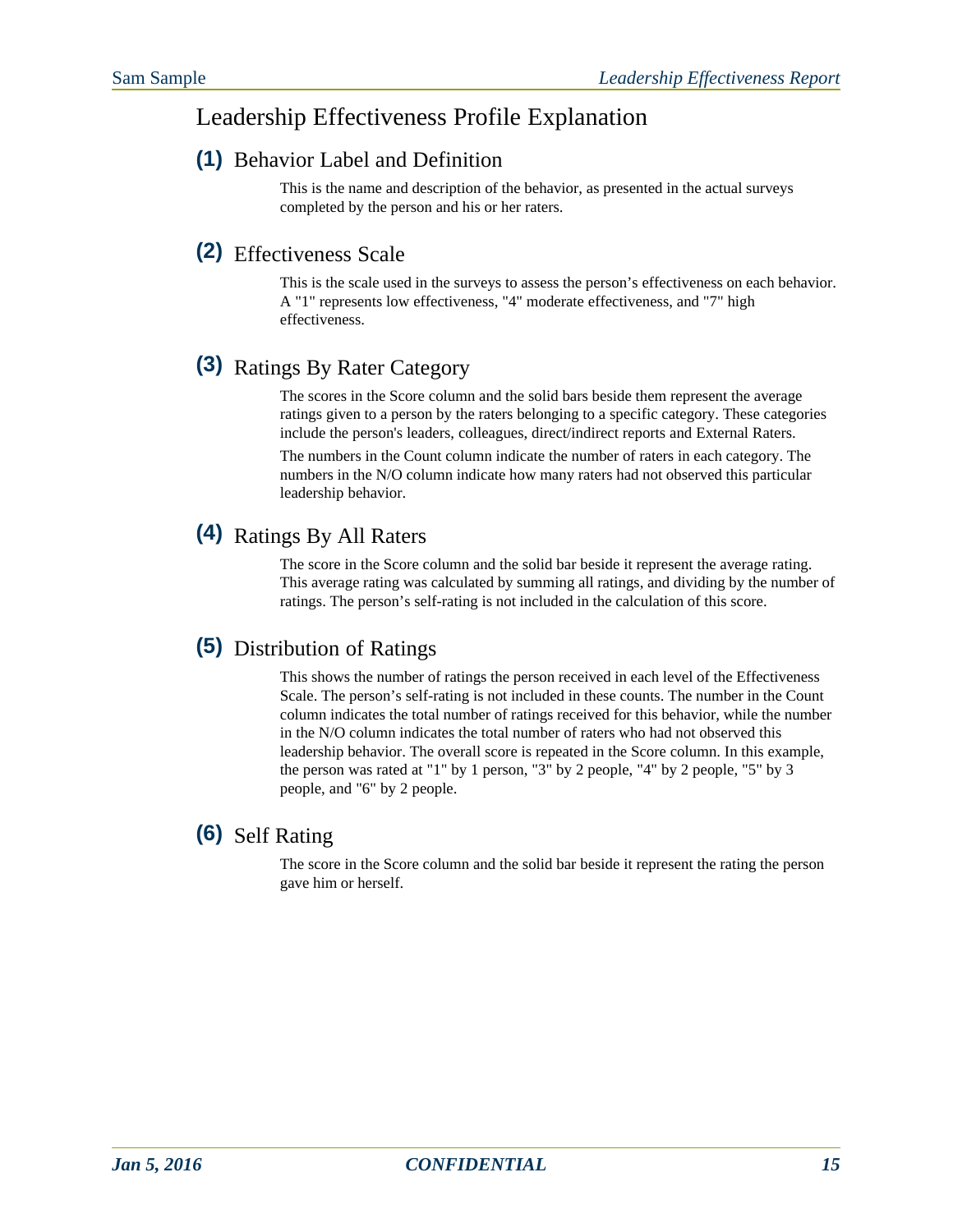# Leadership Effectiveness Profile Explanation

## (1) Behavior Label and Definition

This is the name and description of the behavior, as presented in the actual surveys completed by the person and his or her raters.

## (2) Effectiveness Scale

This is the scale used in the surveys to assess the person's effectiveness on each behavior. A "1" represents low effectiveness, "4" moderate effectiveness, and "7" high effectiveness.

## (3) Ratings By Rater Category

The scores in the Score column and the solid bars beside them represent the average ratings given to a person by the raters belonging to a specific category. These categories include the person's leaders, colleagues, direct/indirect reports and External Raters.

The numbers in the Count column indicate the number of raters in each category. The numbers in the N/O column indicate how many raters had not observed this particular leadership behavior.

## (4) Ratings By All Raters

The score in the Score column and the solid bar beside it represent the average rating. This average rating was calculated by summing all ratings, and dividing by the number of ratings. The person's self-rating is not included in the calculation of this score.

## (5) Distribution of Ratings

This shows the number of ratings the person received in each level of the Effectiveness Scale. The person's self-rating is not included in these counts. The number in the Count column indicates the total number of ratings received for this behavior, while the number in the N/O column indicates the total number of raters who had not observed this leadership behavior. The overall score is repeated in the Score column. In this example, the person was rated at "1" by 1 person, "3" by 2 people, "4" by 2 people, "5" by 3 people, and "6" by 2 people.

## (6) Self Rating

The score in the Score column and the solid bar beside it represent the rating the person gave him or herself.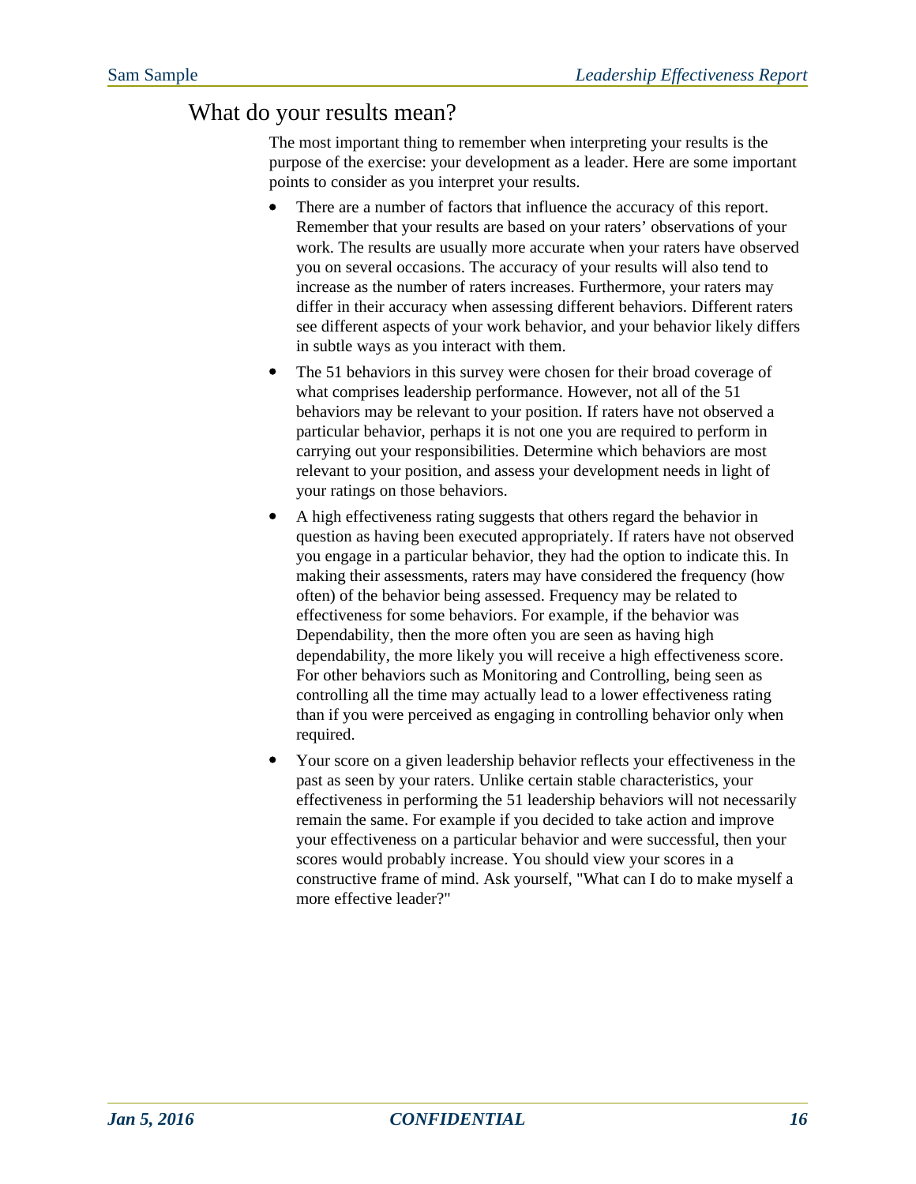# What do your results mean?

The most important thing to remember when interpreting your results is the purpose of the exercise: your development as a leader. Here are some important points to consider as you interpret your results.

- There are a number of factors that influence the accuracy of this report. Remember that your results are based on your raters' observations of your work. The results are usually more accurate when your raters have observed you on several occasions. The accuracy of your results will also tend to increase as the number of raters increases. Furthermore, your raters may differ in their accuracy when assessing different behaviors. Different raters see different aspects of your work behavior, and your behavior likely differs in subtle ways as you interact with them.
- The 51 behaviors in this survey were chosen for their broad coverage of what comprises leadership performance. However, not all of the 51 behaviors may be relevant to your position. If raters have not observed a particular behavior, perhaps it is not one you are required to perform in carrying out your responsibilities. Determine which behaviors are most relevant to your position, and assess your development needs in light of your ratings on those behaviors.
- A high effectiveness rating suggests that others regard the behavior in question as having been executed appropriately. If raters have not observed you engage in a particular behavior, they had the option to indicate this. In making their assessments, raters may have considered the frequency (how often) of the behavior being assessed. Frequency may be related to effectiveness for some behaviors. For example, if the behavior was Dependability, then the more often you are seen as having high dependability, the more likely you will receive a high effectiveness score. For other behaviors such as Monitoring and Controlling, being seen as controlling all the time may actually lead to a lower effectiveness rating than if you were perceived as engaging in controlling behavior only when required.
- Your score on a given leadership behavior reflects your effectiveness in the past as seen by your raters. Unlike certain stable characteristics, your effectiveness in performing the 51 leadership behaviors will not necessarily remain the same. For example if you decided to take action and improve your effectiveness on a particular behavior and were successful, then your scores would probably increase. You should view your scores in a constructive frame of mind. Ask yourself, "What can I do to make myself a more effective leader?"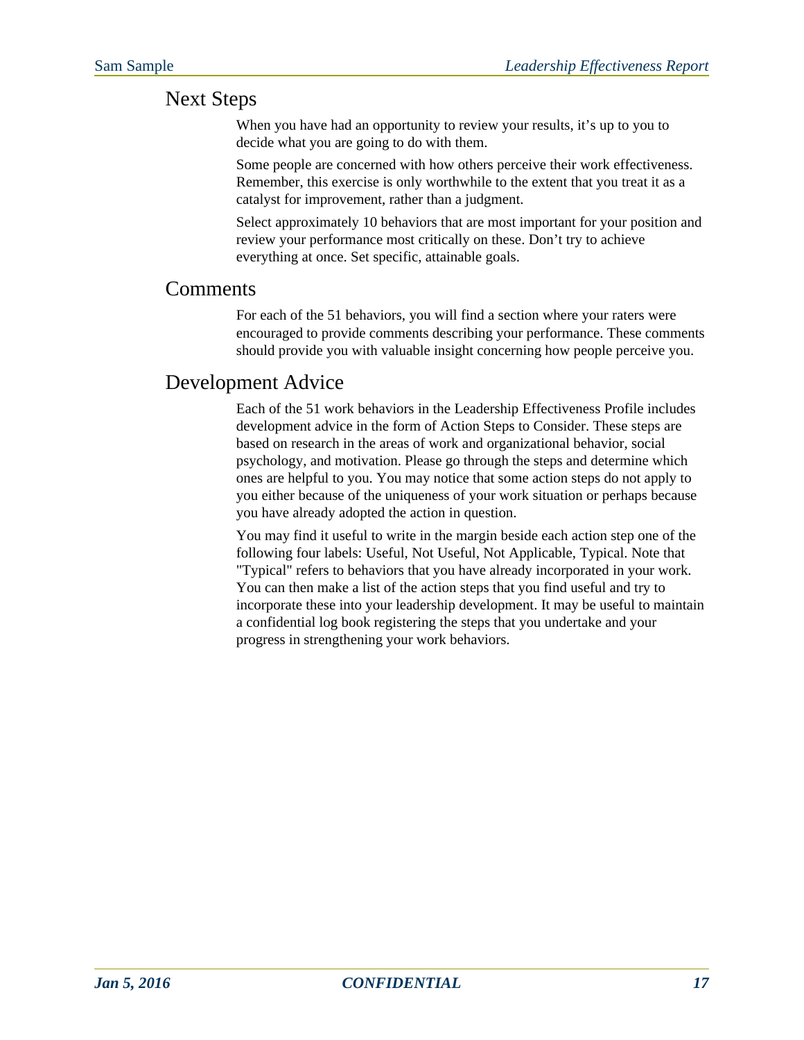## Next Steps

When you have had an opportunity to review your results, it's up to you to decide what you are going to do with them.

Some people are concerned with how others perceive their work effectiveness. Remember, this exercise is only worthwhile to the extent that you treat it as a catalyst for improvement, rather than a judgment.

Select approximately 10 behaviors that are most important for your position and review your performance most critically on these. Don't try to achieve everything at once. Set specific, attainable goals.

## Comments

For each of the 51 behaviors, you will find a section where your raters were encouraged to provide comments describing your performance. These comments should provide you with valuable insight concerning how people perceive you.

## Development Advice

Each of the 51 work behaviors in the Leadership Effectiveness Profile includes development advice in the form of Action Steps to Consider. These steps are based on research in the areas of work and organizational behavior, social psychology, and motivation. Please go through the steps and determine which ones are helpful to you. You may notice that some action steps do not apply to you either because of the uniqueness of your work situation or perhaps because you have already adopted the action in question.

You may find it useful to write in the margin beside each action step one of the following four labels: Useful, Not Useful, Not Applicable, Typical. Note that "Typical" refers to behaviors that you have already incorporated in your work. You can then make a list of the action steps that you find useful and try to incorporate these into your leadership development. It may be useful to maintain a confidential log book registering the steps that you undertake and your progress in strengthening your work behaviors.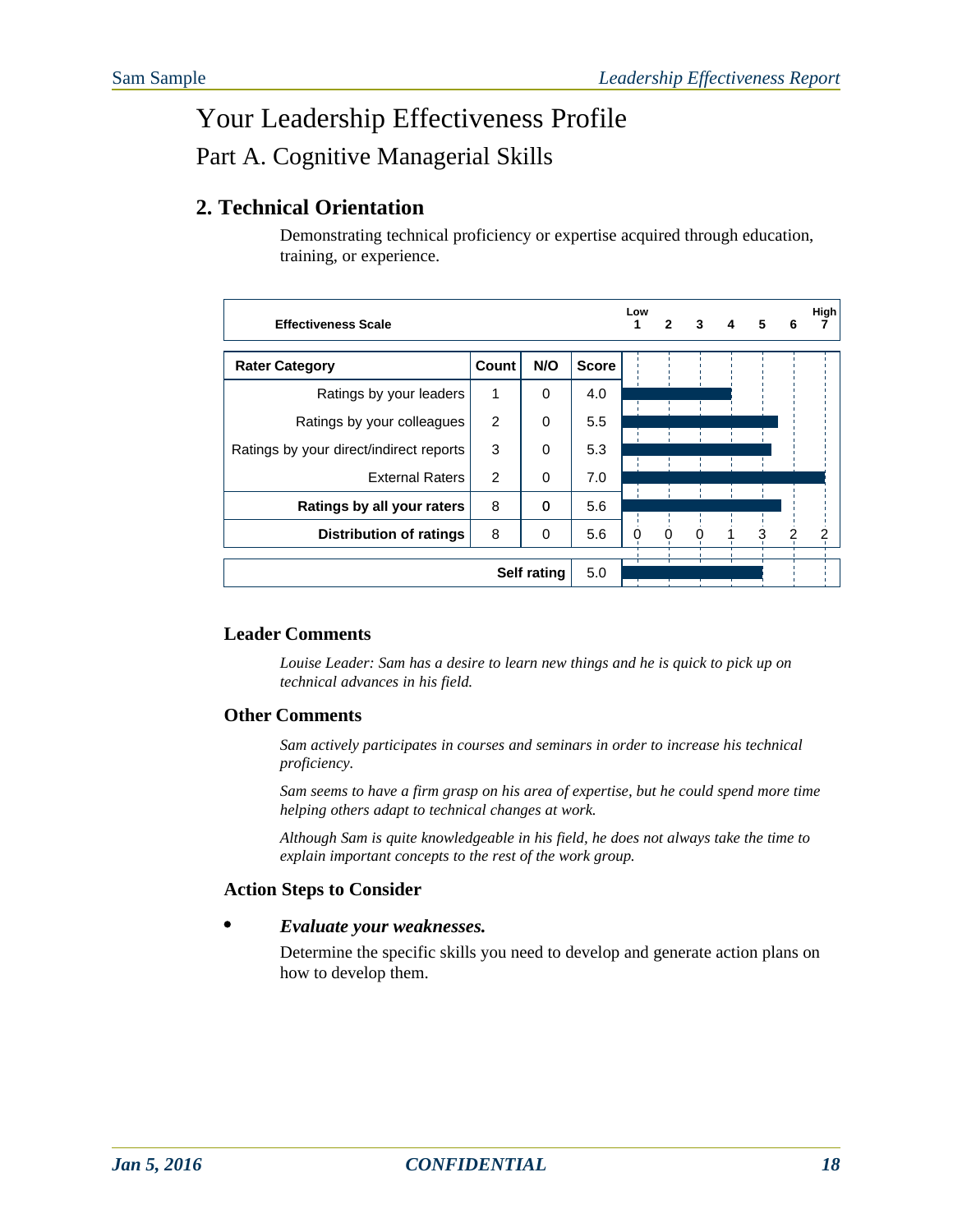# Your Leadership Effectiveness Profile

## Part A. Cognitive Managerial Skills

### 2. Technical Orientation

Demonstrating technical proficiency or expertise acquired through education, training, or experience.

Effectiveness Scale: Low 1, 2, 3, 4, 5, 6, High 7

| Rater Category | Count | N/O | Score |
|---|---|---|---|
| Ratings by your leaders | 1 | 0 | 4.0 |
| Ratings by your colleagues | 2 | 0 | 5.5 |
| Ratings by your direct/indirect reports | 3 | 0 | 5.3 |
| External Raters | 2 | 0 | 7.0 |
| **Ratings by all your raters** | 8 | 0 | 5.6 |
| **Distribution of ratings** | 8 | 0 | 5.6 |
| **Self rating** | | | 5.0 |

Distribution of ratings: 0 0 0 1 3 2 2

#### Leader Comments

*Louise Leader: Sam has a desire to learn new things and he is quick to pick up on technical advances in his field.*

#### Other Comments

*Sam actively participates in courses and seminars in order to increase his technical proficiency.*

*Sam seems to have a firm grasp on his area of expertise, but he could spend more time helping others adapt to technical changes at work.*

*Although Sam is quite knowledgeable in his field, he does not always take the time to explain important concepts to the rest of the work group.*

#### Action Steps to Consider

- ***Evaluate your weaknesses.***

  Determine the specific skills you need to develop and generate action plans on how to develop them.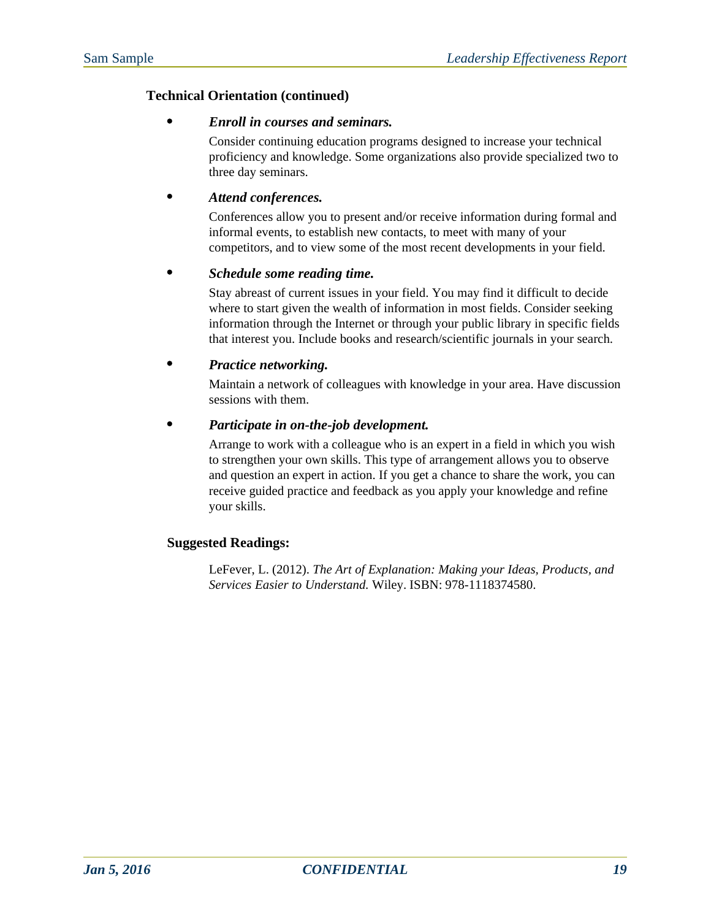### Technical Orientation (continued)

- ***Enroll in courses and seminars.***

  Consider continuing education programs designed to increase your technical proficiency and knowledge. Some organizations also provide specialized two to three day seminars.

- ***Attend conferences.***

  Conferences allow you to present and/or receive information during formal and informal events, to establish new contacts, to meet with many of your competitors, and to view some of the most recent developments in your field.

- ***Schedule some reading time.***

  Stay abreast of current issues in your field. You may find it difficult to decide where to start given the wealth of information in most fields. Consider seeking information through the Internet or through your public library in specific fields that interest you. Include books and research/scientific journals in your search.

- ***Practice networking.***

  Maintain a network of colleagues with knowledge in your area. Have discussion sessions with them.

- ***Participate in on-the-job development.***

  Arrange to work with a colleague who is an expert in a field in which you wish to strengthen your own skills. This type of arrangement allows you to observe and question an expert in action. If you get a chance to share the work, you can receive guided practice and feedback as you apply your knowledge and refine your skills.

**Suggested Readings:**

LeFever, L. (2012). *The Art of Explanation: Making your Ideas, Products, and Services Easier to Understand.* Wiley. ISBN: 978-1118374580.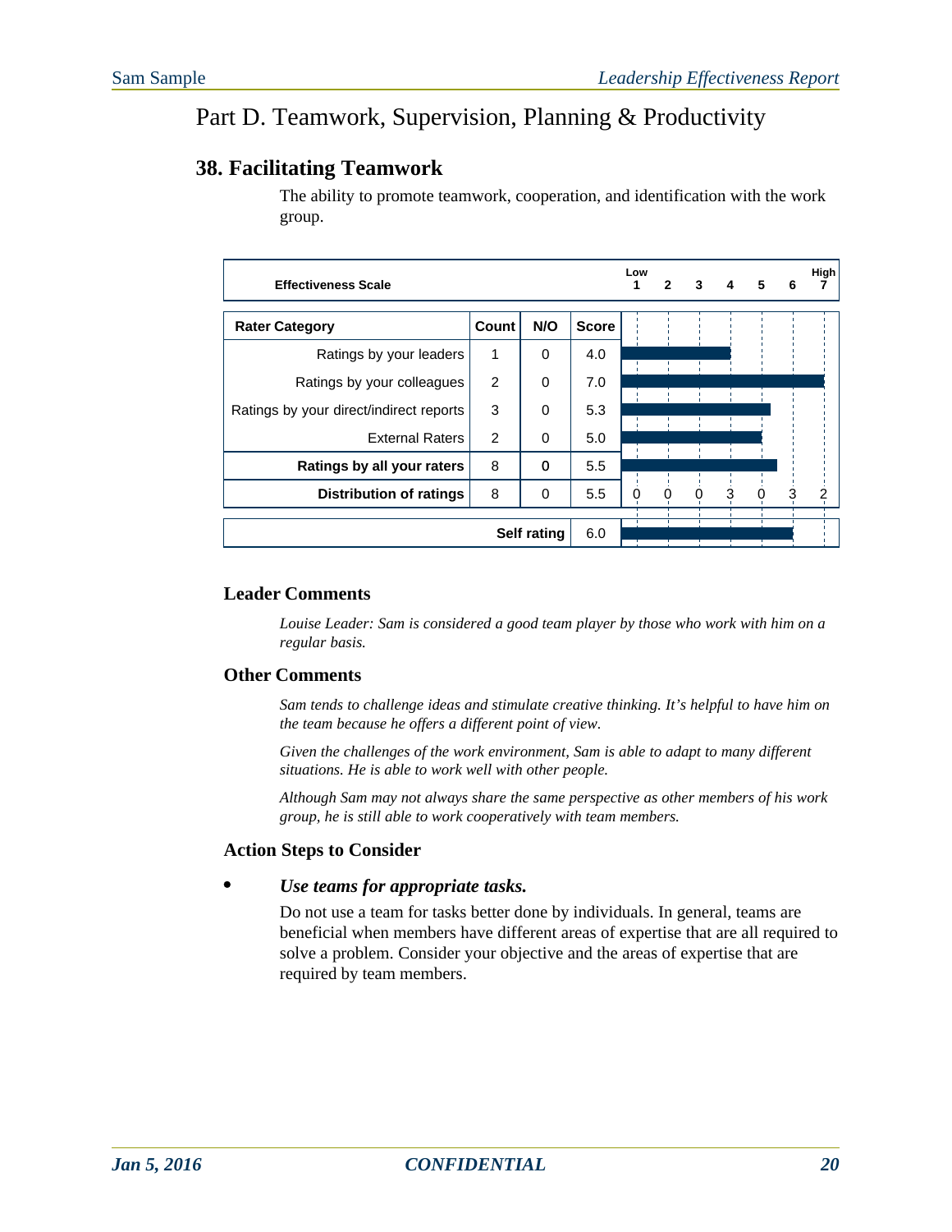# Part D. Teamwork, Supervision, Planning & Productivity

## 38. Facilitating Teamwork

The ability to promote teamwork, cooperation, and identification with the work group.

Effectiveness Scale

Low 1 2 3 4 5 6 High 7

| Rater Category | Count | N/O | Score |
|---|---|---|---|
| Ratings by your leaders | 1 | 0 | 4.0 |
| Ratings by your colleagues | 2 | 0 | 7.0 |
| Ratings by your direct/indirect reports | 3 | 0 | 5.3 |
| External Raters | 2 | 0 | 5.0 |
| **Ratings by all your raters** | 8 | 0 | 5.5 |
| **Distribution of ratings** | 8 | 0 | 5.5 |
| **Self rating** | | | 6.0 |

Distribution of ratings: 0 0 0 3 0 3 2

### Leader Comments

*Louise Leader: Sam is considered a good team player by those who work with him on a regular basis.*

### Other Comments

*Sam tends to challenge ideas and stimulate creative thinking. It's helpful to have him on the team because he offers a different point of view.*

*Given the challenges of the work environment, Sam is able to adapt to many different situations. He is able to work well with other people.*

*Although Sam may not always share the same perspective as other members of his work group, he is still able to work cooperatively with team members.*

### Action Steps to Consider

- ***Use teams for appropriate tasks.***

  Do not use a team for tasks better done by individuals. In general, teams are beneficial when members have different areas of expertise that are all required to solve a problem. Consider your objective and the areas of expertise that are required by team members.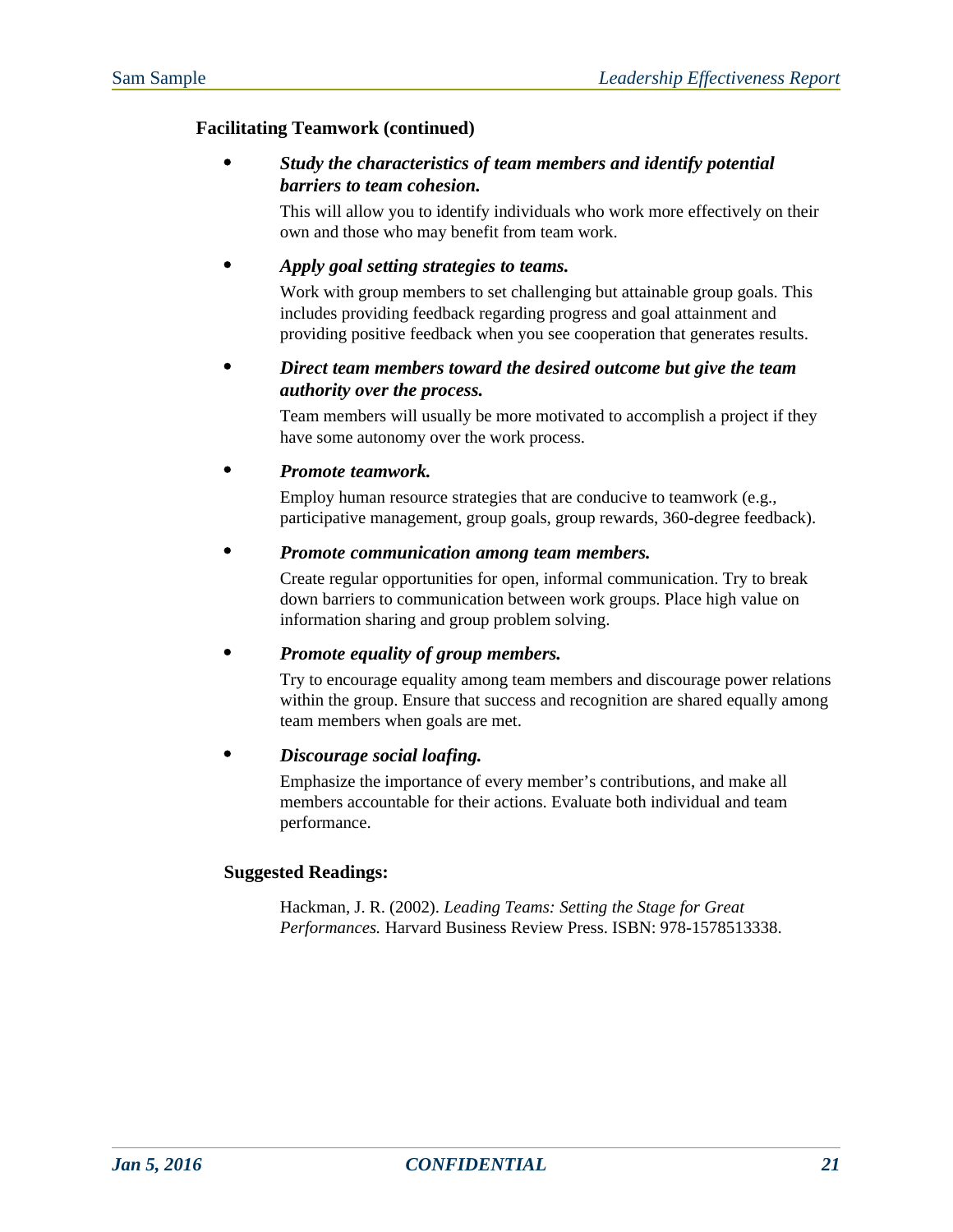**Facilitating Teamwork (continued)**

- ***Study the characteristics of team members and identify potential barriers to team cohesion.***

  This will allow you to identify individuals who work more effectively on their own and those who may benefit from team work.

- ***Apply goal setting strategies to teams.***

  Work with group members to set challenging but attainable group goals. This includes providing feedback regarding progress and goal attainment and providing positive feedback when you see cooperation that generates results.

- ***Direct team members toward the desired outcome but give the team authority over the process.***

  Team members will usually be more motivated to accomplish a project if they have some autonomy over the work process.

- ***Promote teamwork.***

  Employ human resource strategies that are conducive to teamwork (e.g., participative management, group goals, group rewards, 360-degree feedback).

- ***Promote communication among team members.***

  Create regular opportunities for open, informal communication. Try to break down barriers to communication between work groups. Place high value on information sharing and group problem solving.

- ***Promote equality of group members.***

  Try to encourage equality among team members and discourage power relations within the group. Ensure that success and recognition are shared equally among team members when goals are met.

- ***Discourage social loafing.***

  Emphasize the importance of every member's contributions, and make all members accountable for their actions. Evaluate both individual and team performance.

**Suggested Readings:**

Hackman, J. R. (2002). *Leading Teams: Setting the Stage for Great Performances.* Harvard Business Review Press. ISBN: 978-1578513338.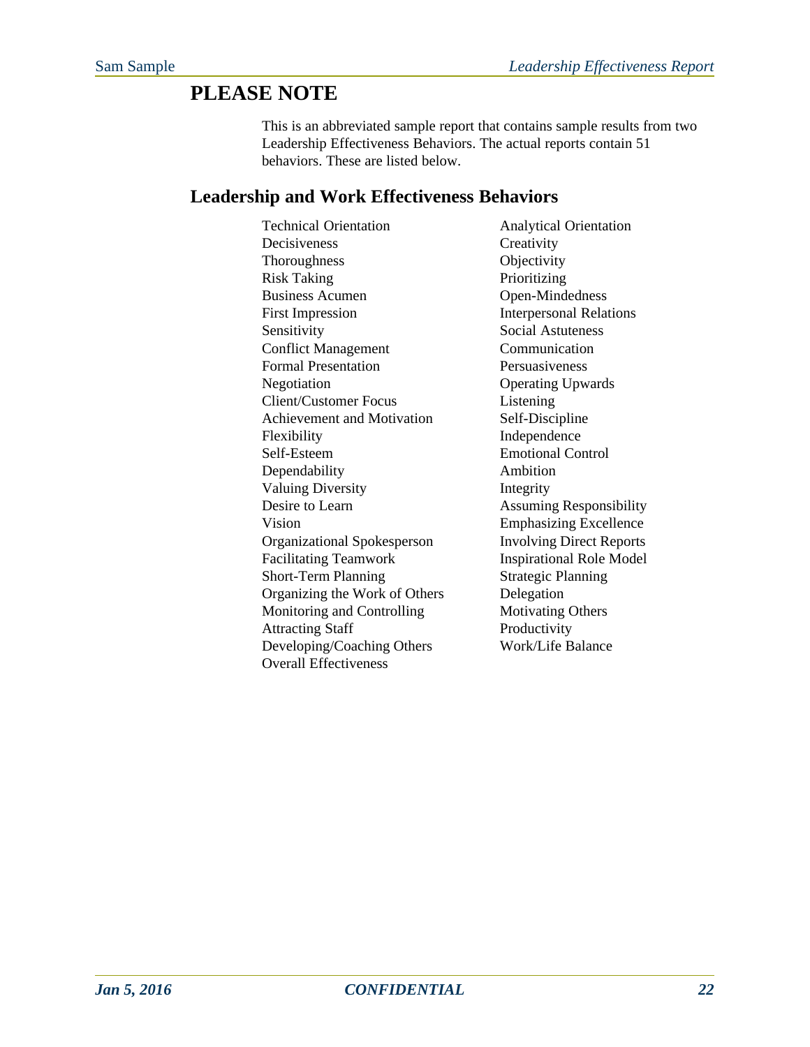# PLEASE NOTE

This is an abbreviated sample report that contains sample results from two Leadership Effectiveness Behaviors. The actual reports contain 51 behaviors. These are listed below.

## Leadership and Work Effectiveness Behaviors

- Technical Orientation
- Decisiveness
- Thoroughness
- Risk Taking
- Business Acumen
- First Impression
- Sensitivity
- Conflict Management
- Formal Presentation
- Negotiation
- Client/Customer Focus
- Achievement and Motivation
- Flexibility
- Self-Esteem
- Dependability
- Valuing Diversity
- Desire to Learn
- Vision
- Organizational Spokesperson
- Facilitating Teamwork
- Short-Term Planning
- Organizing the Work of Others
- Monitoring and Controlling
- Attracting Staff
- Developing/Coaching Others
- Overall Effectiveness
- Analytical Orientation
- Creativity
- Objectivity
- Prioritizing
- Open-Mindedness
- Interpersonal Relations
- Social Astuteness
- Communication
- Persuasiveness
- Operating Upwards
- Listening
- Self-Discipline
- Independence
- Emotional Control
- Ambition
- Integrity
- Assuming Responsibility
- Emphasizing Excellence
- Involving Direct Reports
- Inspirational Role Model
- Strategic Planning
- Delegation
- Motivating Others
- Productivity
- Work/Life Balance